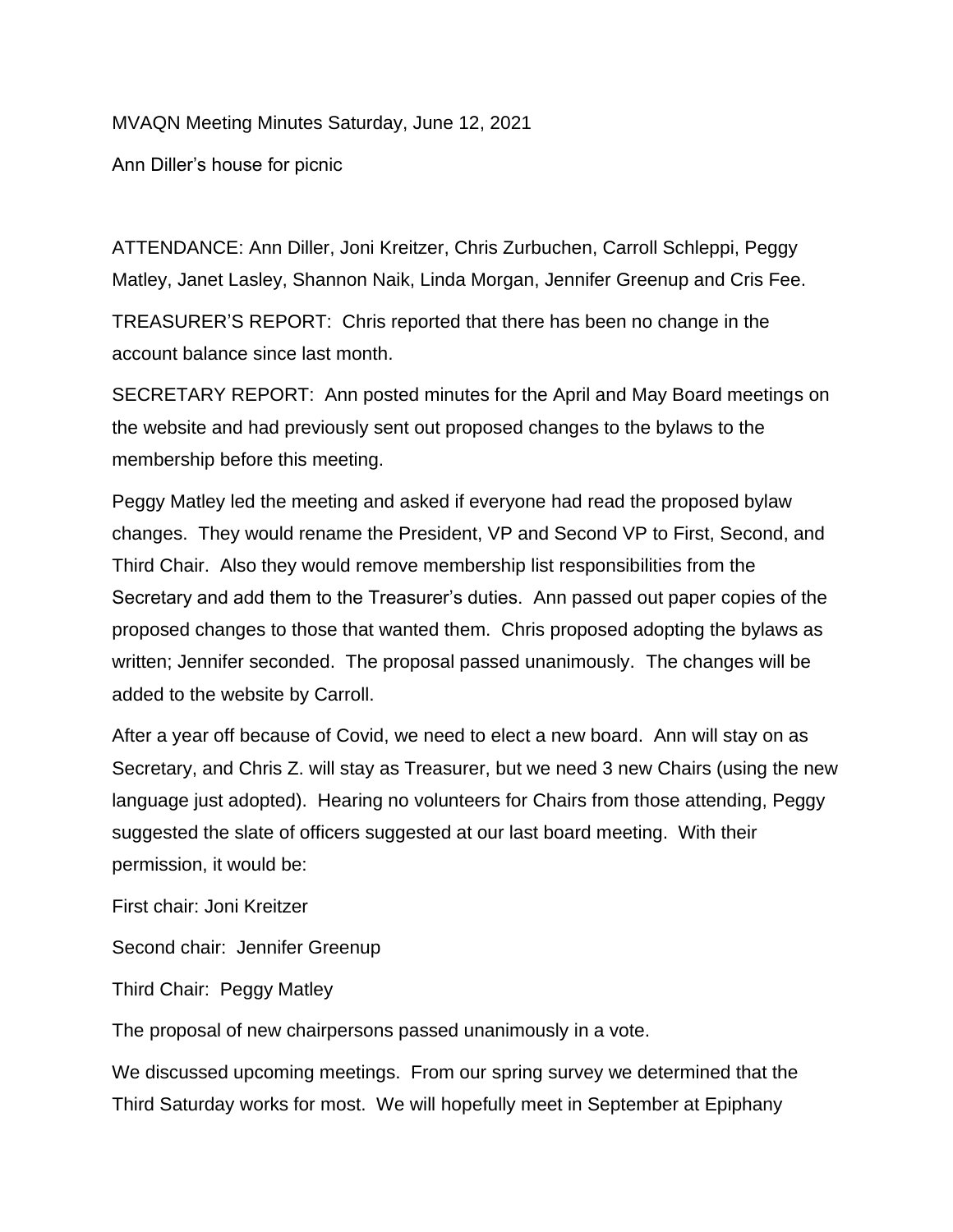MVAQN Meeting Minutes Saturday, June 12, 2021

Ann Diller's house for picnic

ATTENDANCE: Ann Diller, Joni Kreitzer, Chris Zurbuchen, Carroll Schleppi, Peggy Matley, Janet Lasley, Shannon Naik, Linda Morgan, Jennifer Greenup and Cris Fee.

TREASURER'S REPORT: Chris reported that there has been no change in the account balance since last month.

SECRETARY REPORT: Ann posted minutes for the April and May Board meetings on the website and had previously sent out proposed changes to the bylaws to the membership before this meeting.

Peggy Matley led the meeting and asked if everyone had read the proposed bylaw changes. They would rename the President, VP and Second VP to First, Second, and Third Chair. Also they would remove membership list responsibilities from the Secretary and add them to the Treasurer's duties. Ann passed out paper copies of the proposed changes to those that wanted them. Chris proposed adopting the bylaws as written; Jennifer seconded. The proposal passed unanimously. The changes will be added to the website by Carroll.

After a year off because of Covid, we need to elect a new board. Ann will stay on as Secretary, and Chris Z. will stay as Treasurer, but we need 3 new Chairs (using the new language just adopted). Hearing no volunteers for Chairs from those attending, Peggy suggested the slate of officers suggested at our last board meeting. With their permission, it would be:

First chair: Joni Kreitzer

Second chair: Jennifer Greenup

Third Chair: Peggy Matley

The proposal of new chairpersons passed unanimously in a vote.

We discussed upcoming meetings. From our spring survey we determined that the Third Saturday works for most. We will hopefully meet in September at Epiphany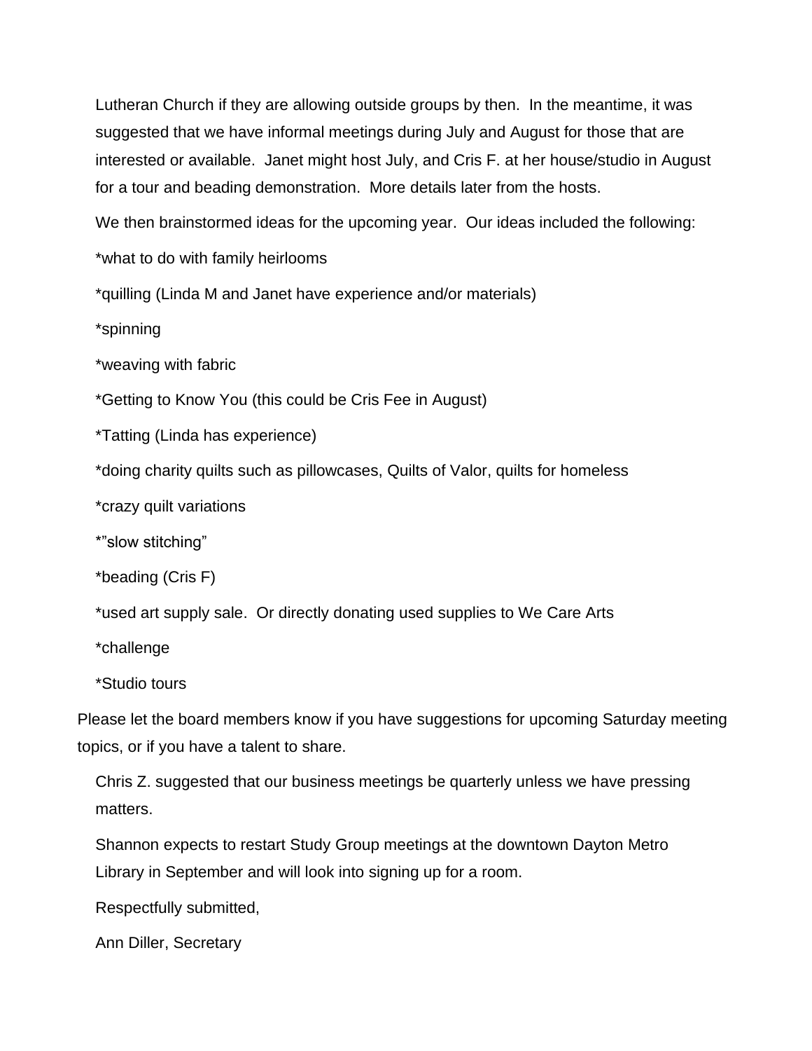Lutheran Church if they are allowing outside groups by then. In the meantime, it was suggested that we have informal meetings during July and August for those that are interested or available. Janet might host July, and Cris F. at her house/studio in August for a tour and beading demonstration. More details later from the hosts.

We then brainstormed ideas for the upcoming year. Our ideas included the following:

*what to do with family heirlooms

*quilling (Linda M and Janet have experience and/or materials)

*spinning

*weaving with fabric

*Getting to Know You (this could be Cris Fee in August)

*Tatting (Linda has experience)

*doing charity quilts such as pillowcases, Quilts of Valor, quilts for homeless

*crazy quilt variations

*"slow stitching"

*beading (Cris F)

*used art supply sale. Or directly donating used supplies to We Care Arts

*challenge

*Studio tours

Please let the board members know if you have suggestions for upcoming Saturday meeting topics, or if you have a talent to share.

Chris Z. suggested that our business meetings be quarterly unless we have pressing matters.

Shannon expects to restart Study Group meetings at the downtown Dayton Metro Library in September and will look into signing up for a room.

Respectfully submitted,

Ann Diller, Secretary